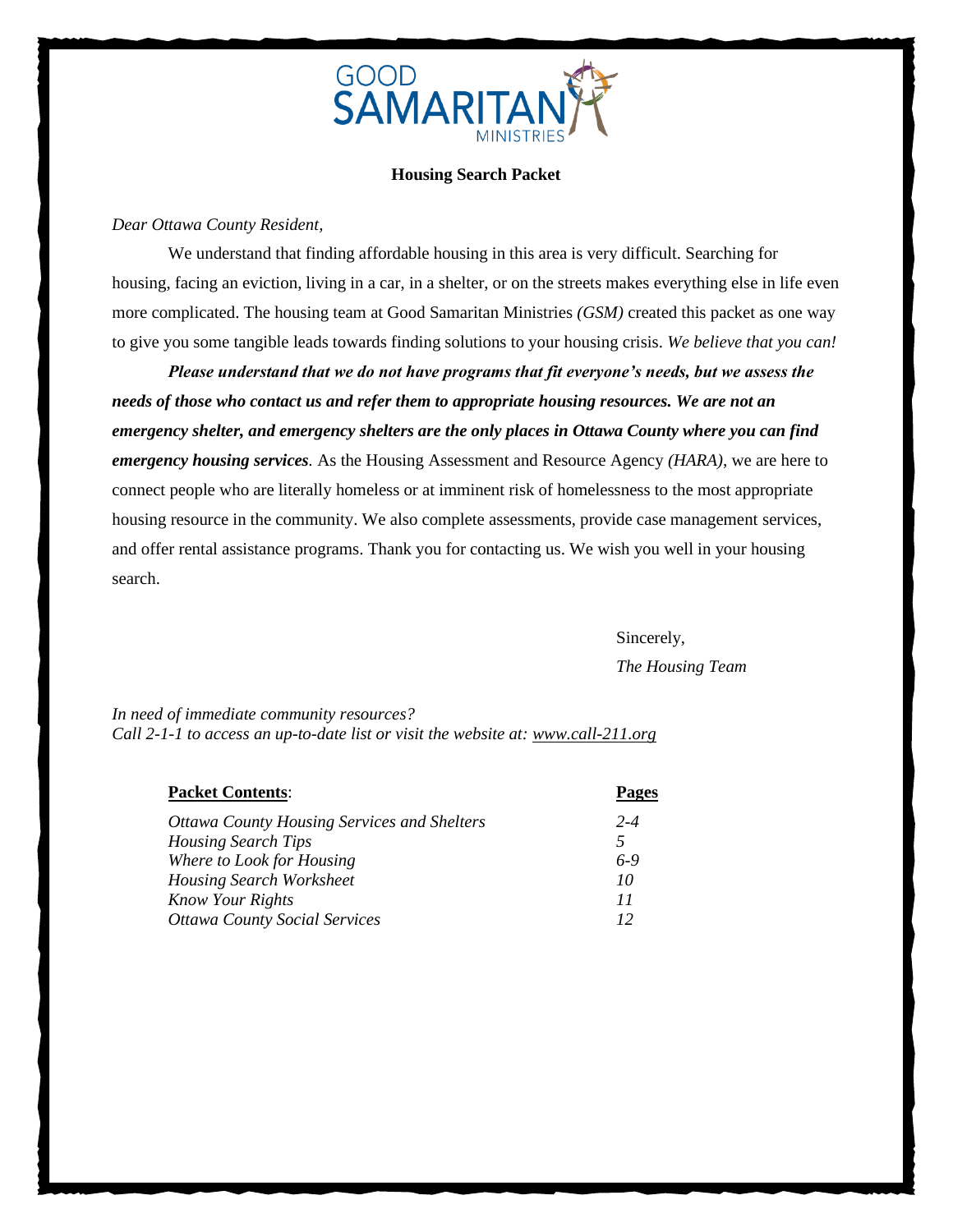GOOD SAMARITAN MINISTRIES

**Housing Search Packet**

*Dear Ottawa County Resident,*

We understand that finding affordable housing in this area is very difficult. Searching for housing, facing an eviction, living in a car, in a shelter, or on the streets makes everything else in life even more complicated. The housing team at Good Samaritan Ministries *(GSM)* created this packet as one way to give you some tangible leads towards finding solutions to your housing crisis. *We believe that you can!*

***Please understand that we do not have programs that fit everyone's needs, but we assess the needs of those who contact us and refer them to appropriate housing resources. We are not an emergency shelter, and emergency shelters are the only places in Ottawa County where you can find emergency housing services.*** As the Housing Assessment and Resource Agency *(HARA)*, we are here to connect people who are literally homeless or at imminent risk of homelessness to the most appropriate housing resource in the community. We also complete assessments, provide case management services, and offer rental assistance programs. Thank you for contacting us. We wish you well in your housing search.

Sincerely,

*The Housing Team*

*In need of immediate community resources?*
*Call 2-1-1 to access an up-to-date list or visit the website at: www.call-211.org*

| **Packet Contents**: | **Pages** |
|---|---|
| *Ottawa County Housing Services and Shelters* | *2-4* |
| *Housing Search Tips* | *5* |
| *Where to Look for Housing* | *6-9* |
| *Housing Search Worksheet* | *10* |
| *Know Your Rights* | *11* |
| *Ottawa County Social Services* | *12* |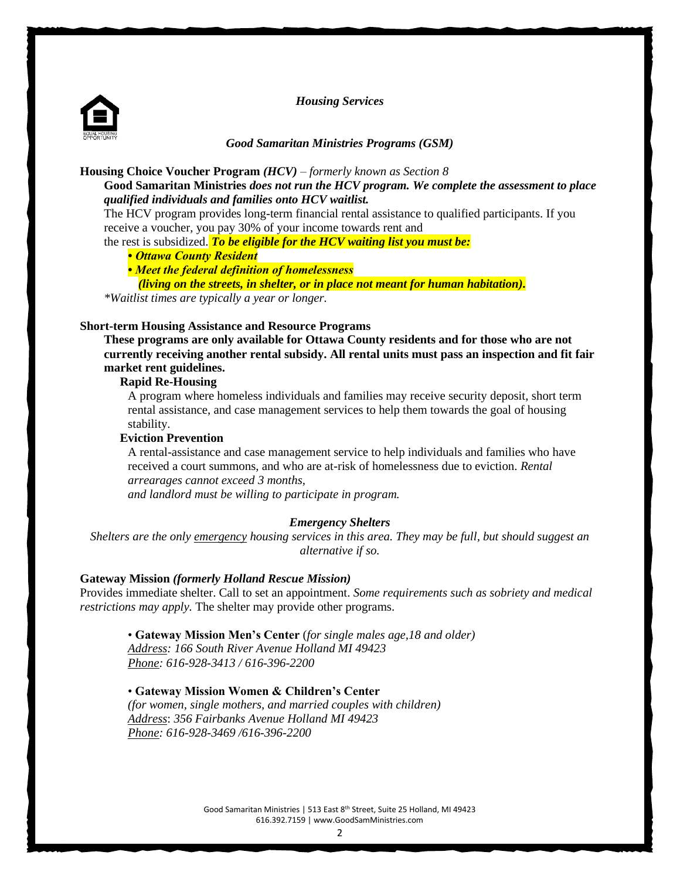## *Housing Services*

### *Good Samaritan Ministries Programs (GSM)*

**Housing Choice Voucher Program** ***(HCV)*** *– formerly known as Section 8*

**Good Samaritan Ministries** ***does not run the HCV program. We complete the assessment to place qualified individuals and families onto HCV waitlist.***

The HCV program provides long-term financial rental assistance to qualified participants. If you receive a voucher, you pay 30% of your income towards rent and the rest is subsidized. ***To be eligible for the HCV waiting list you must be:***

- ***Ottawa County Resident***
- ***Meet the federal definition of homelessness (living on the streets, in shelter, or in place not meant for human habitation).***

*\*Waitlist times are typically a year or longer.*

**Short-term Housing Assistance and Resource Programs**

**These programs are only available for Ottawa County residents and for those who are not currently receiving another rental subsidy. All rental units must pass an inspection and fit fair market rent guidelines.**

**Rapid Re-Housing**

A program where homeless individuals and families may receive security deposit, short term rental assistance, and case management services to help them towards the goal of housing stability.

**Eviction Prevention**

A rental-assistance and case management service to help individuals and families who have received a court summons, and who are at-risk of homelessness due to eviction. *Rental arrearages cannot exceed 3 months, and landlord must be willing to participate in program.*

### *Emergency Shelters*

*Shelters are the only emergency housing services in this area. They may be full, but should suggest an alternative if so.*

**Gateway Mission** ***(formerly Holland Rescue Mission)***

Provides immediate shelter. Call to set an appointment. *Some requirements such as sobriety and medical restrictions may apply.* The shelter may provide other programs.

- **Gateway Mission Men's Center** (*for single males age,18 and older)*
  *Address: 166 South River Avenue Holland MI 49423*
  *Phone: 616-928-3413 / 616-396-2200*

- **Gateway Mission Women & Children's Center**
  *(for women, single mothers, and married couples with children)*
  *Address: 356 Fairbanks Avenue Holland MI 49423*
  *Phone: 616-928-3469 /616-396-2200*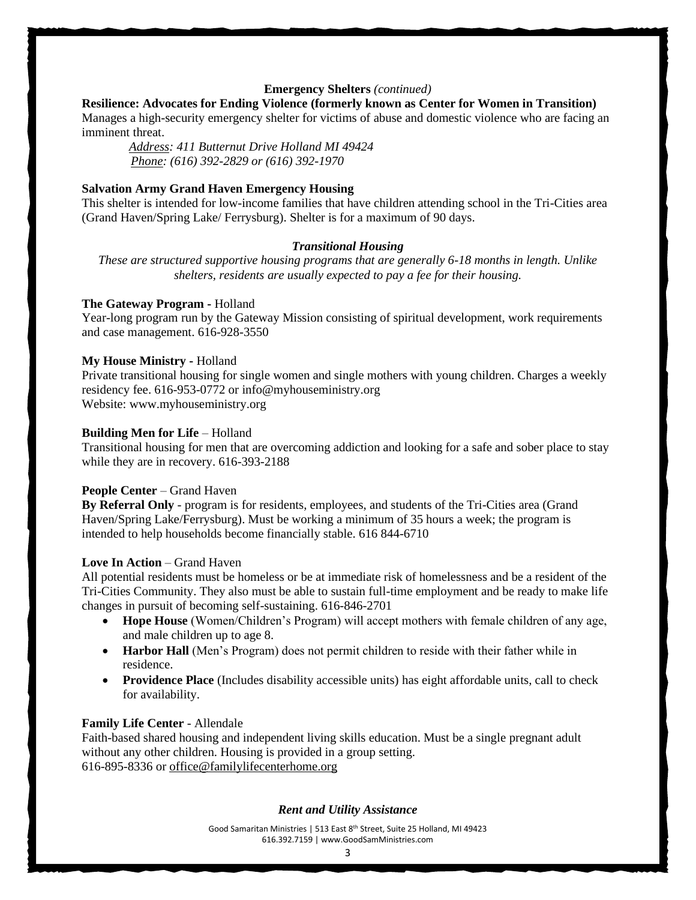**Emergency Shelters** *(continued)*

**Resilience: Advocates for Ending Violence (formerly known as Center for Women in Transition)**
Manages a high-security emergency shelter for victims of abuse and domestic violence who are facing an imminent threat.

*Address: 411 Butternut Drive Holland MI 49424*
*Phone: (616) 392-2829 or (616) 392-1970*

**Salvation Army Grand Haven Emergency Housing**
This shelter is intended for low-income families that have children attending school in the Tri-Cities area (Grand Haven/Spring Lake/ Ferrysburg). Shelter is for a maximum of 90 days.

### *Transitional Housing*

*These are structured supportive housing programs that are generally 6-18 months in length. Unlike shelters, residents are usually expected to pay a fee for their housing.*

**The Gateway Program -** Holland
Year-long program run by the Gateway Mission consisting of spiritual development, work requirements and case management. 616-928-3550

**My House Ministry -** Holland
Private transitional housing for single women and single mothers with young children. Charges a weekly residency fee. 616-953-0772 or info@myhouseministry.org
Website: www.myhouseministry.org

**Building Men for Life** – Holland
Transitional housing for men that are overcoming addiction and looking for a safe and sober place to stay while they are in recovery. 616-393-2188

**People Center** – Grand Haven
**By Referral Only** - program is for residents, employees, and students of the Tri-Cities area (Grand Haven/Spring Lake/Ferrysburg). Must be working a minimum of 35 hours a week; the program is intended to help households become financially stable. 616 844-6710

**Love In Action** – Grand Haven
All potential residents must be homeless or be at immediate risk of homelessness and be a resident of the Tri-Cities Community. They also must be able to sustain full-time employment and be ready to make life changes in pursuit of becoming self-sustaining. 616-846-2701

- **Hope House** (Women/Children's Program) will accept mothers with female children of any age, and male children up to age 8.
- **Harbor Hall** (Men's Program) does not permit children to reside with their father while in residence.
- **Providence Place** (Includes disability accessible units) has eight affordable units, call to check for availability.

**Family Life Center** - Allendale
Faith-based shared housing and independent living skills education. Must be a single pregnant adult without any other children. Housing is provided in a group setting.
616-895-8336 or office@familylifecenterhome.org

### *Rent and Utility Assistance*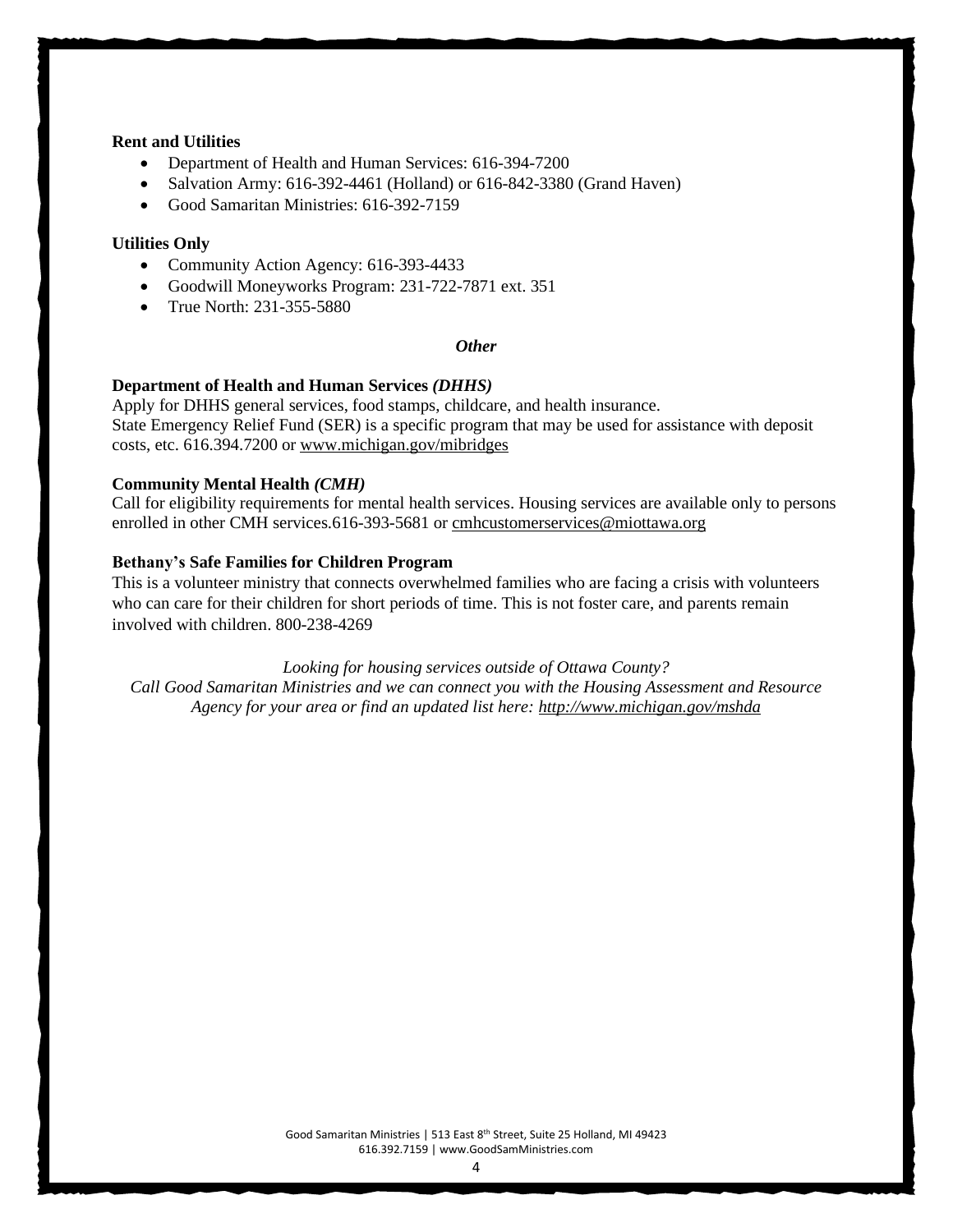**Rent and Utilities**

- Department of Health and Human Services: 616-394-7200
- Salvation Army: 616-392-4461 (Holland) or 616-842-3380 (Grand Haven)
- Good Samaritan Ministries: 616-392-7159

**Utilities Only**

- Community Action Agency: 616-393-4433
- Goodwill Moneyworks Program: 231-722-7871 ext. 351
- True North: 231-355-5880

## *Other*

**Department of Health and Human Services *(DHHS)***

Apply for DHHS general services, food stamps, childcare, and health insurance.
State Emergency Relief Fund (SER) is a specific program that may be used for assistance with deposit costs, etc. 616.394.7200 or www.michigan.gov/mibridges

**Community Mental Health *(CMH)***

Call for eligibility requirements for mental health services. Housing services are available only to persons enrolled in other CMH services.616-393-5681 or cmhcustomerservices@miottawa.org

**Bethany's Safe Families for Children Program**

This is a volunteer ministry that connects overwhelmed families who are facing a crisis with volunteers who can care for their children for short periods of time. This is not foster care, and parents remain involved with children. 800-238-4269

*Looking for housing services outside of Ottawa County?*
*Call Good Samaritan Ministries and we can connect you with the Housing Assessment and Resource Agency for your area or find an updated list here: http://www.michigan.gov/mshda*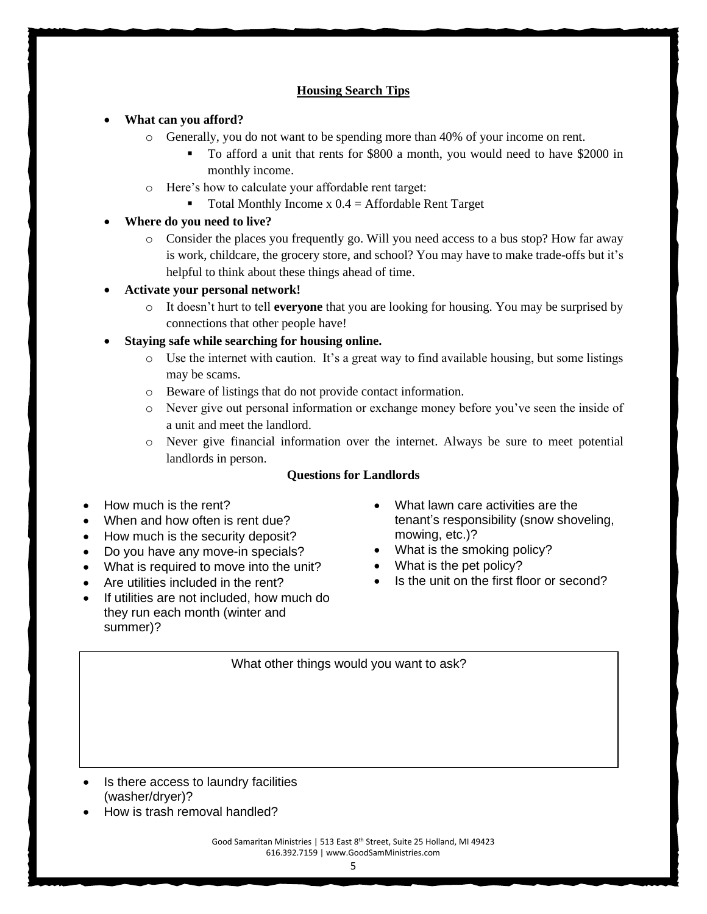## Housing Search Tips

- **What can you afford?**
  - Generally, you do not want to be spending more than 40% of your income on rent.
    - To afford a unit that rents for $800 a month, you would need to have $2000 in monthly income.
  - Here's how to calculate your affordable rent target:
    - Total Monthly Income x 0.4 = Affordable Rent Target
- **Where do you need to live?**
  - Consider the places you frequently go. Will you need access to a bus stop? How far away is work, childcare, the grocery store, and school? You may have to make trade-offs but it's helpful to think about these things ahead of time.
- **Activate your personal network!**
  - It doesn't hurt to tell **everyone** that you are looking for housing. You may be surprised by connections that other people have!
- **Staying safe while searching for housing online.**
  - Use the internet with caution. It's a great way to find available housing, but some listings may be scams.
  - Beware of listings that do not provide contact information.
  - Never give out personal information or exchange money before you've seen the inside of a unit and meet the landlord.
  - Never give financial information over the internet. Always be sure to meet potential landlords in person.

### Questions for Landlords

- How much is the rent?
- When and how often is rent due?
- How much is the security deposit?
- Do you have any move-in specials?
- What is required to move into the unit?
- Are utilities included in the rent?
- If utilities are not included, how much do they run each month (winter and summer)?
- What lawn care activities are the tenant's responsibility (snow shoveling, mowing, etc.)?
- What is the smoking policy?
- What is the pet policy?
- Is the unit on the first floor or second?

What other things would you want to ask?

- Is there access to laundry facilities (washer/dryer)?
- How is trash removal handled?

Good Samaritan Ministries | 513 East 8th Street, Suite 25 Holland, MI 49423
616.392.7159 | www.GoodSamMinistries.com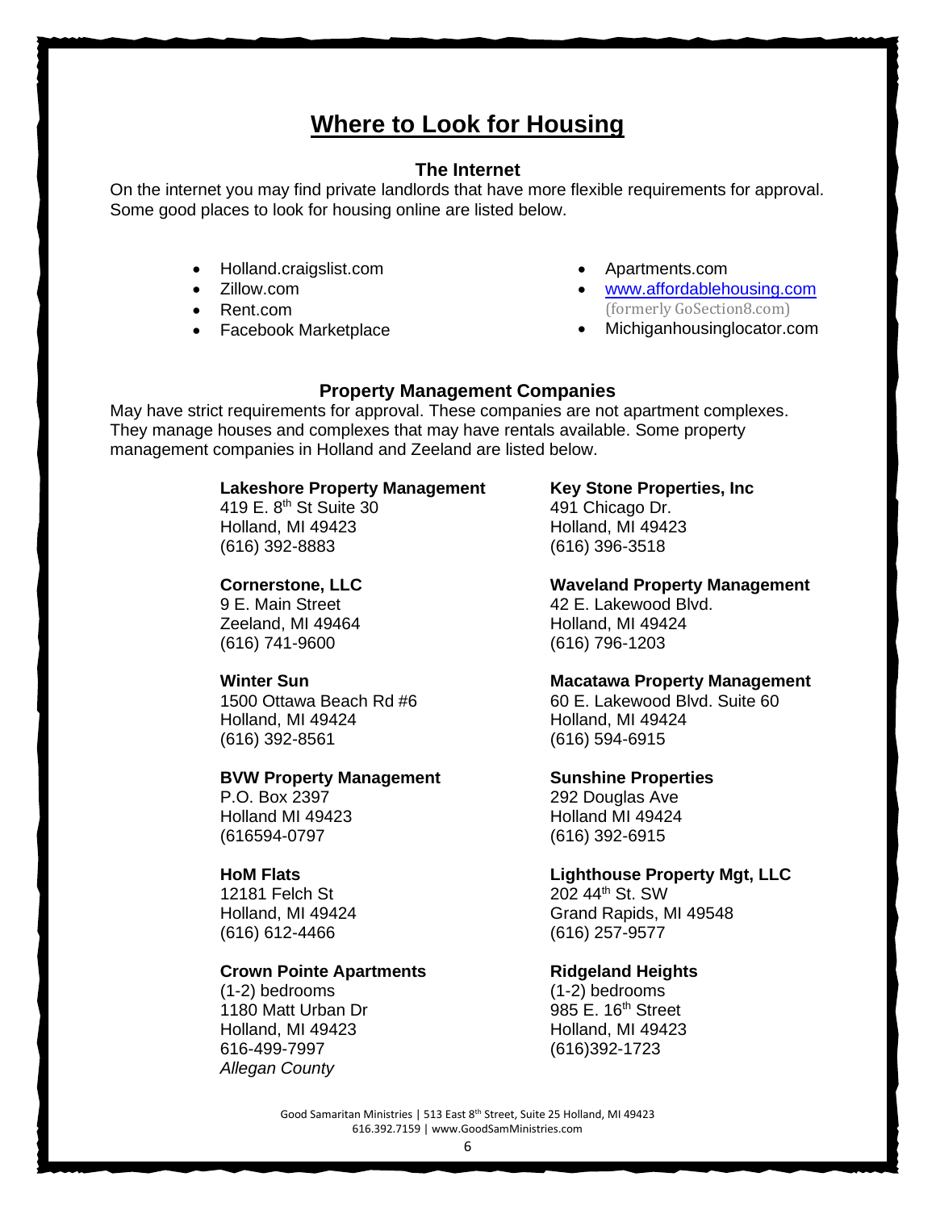# Where to Look for Housing

### The Internet

On the internet you may find private landlords that have more flexible requirements for approval. Some good places to look for housing online are listed below.

- Holland.craigslist.com
- Zillow.com
- Rent.com
- Facebook Marketplace
- Apartments.com
- www.affordablehousing.com (formerly GoSection8.com)
- Michiganhousinglocator.com

### Property Management Companies

May have strict requirements for approval. These companies are not apartment complexes. They manage houses and complexes that may have rentals available. Some property management companies in Holland and Zeeland are listed below.

**Lakeshore Property Management**
419 E. 8th St Suite 30
Holland, MI 49423
(616) 392-8883

**Key Stone Properties, Inc**
491 Chicago Dr.
Holland, MI 49423
(616) 396-3518

**Cornerstone, LLC**
9 E. Main Street
Zeeland, MI 49464
(616) 741-9600

**Waveland Property Management**
42 E. Lakewood Blvd.
Holland, MI 49424
(616) 796-1203

**Winter Sun**
1500 Ottawa Beach Rd #6
Holland, MI 49424
(616) 392-8561

**Macatawa Property Management**
60 E. Lakewood Blvd. Suite 60
Holland, MI 49424
(616) 594-6915

**BVW Property Management**
P.O. Box 2397
Holland MI 49423
(616594-0797

**Sunshine Properties**
292 Douglas Ave
Holland MI 49424
(616) 392-6915

**HoM Flats**
12181 Felch St
Holland, MI 49424
(616) 612-4466

**Lighthouse Property Mgt, LLC**
202 44th St. SW
Grand Rapids, MI 49548
(616) 257-9577

**Crown Pointe Apartments**
(1-2) bedrooms
1180 Matt Urban Dr
Holland, MI 49423
616-499-7997
*Allegan County*

**Ridgeland Heights**
(1-2) bedrooms
985 E. 16th Street
Holland, MI 49423
(616)392-1723

Good Samaritan Ministries | 513 East 8th Street, Suite 25 Holland, MI 49423
616.392.7159 | www.GoodSamMinistries.com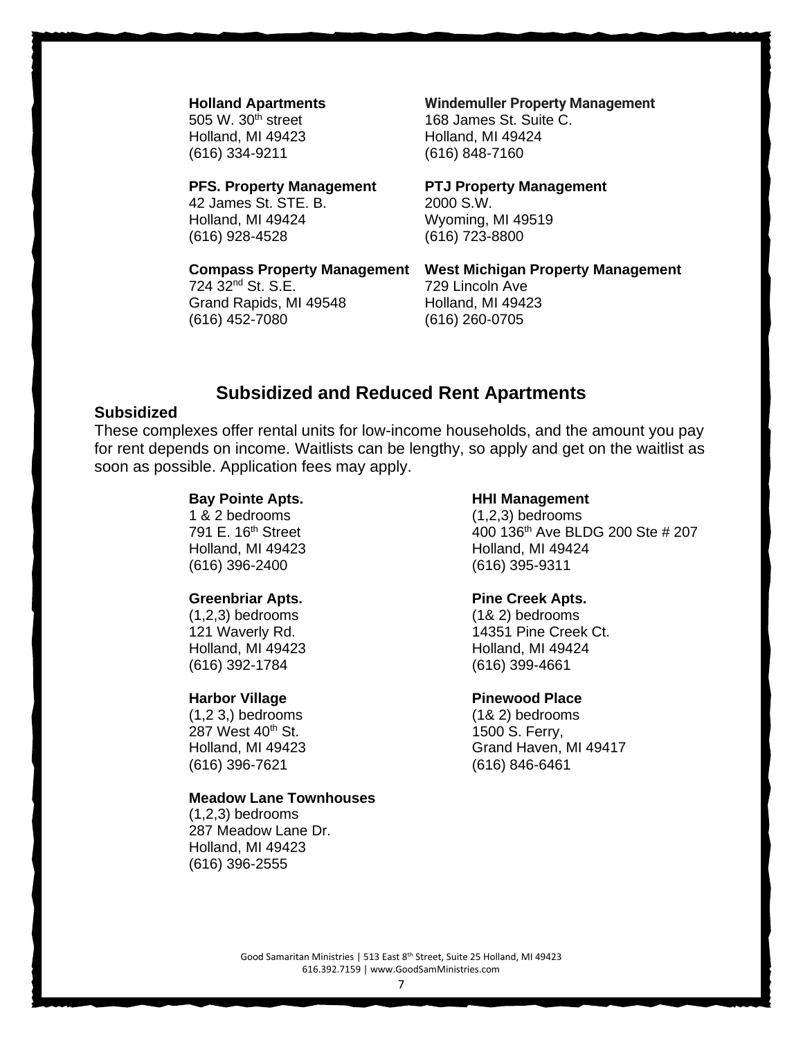**Holland Apartments**
505 W. 30th street
Holland, MI 49423
(616) 334-9211

**Windemuller Property Management**
168 James St. Suite C.
Holland, MI 49424
(616) 848-7160

**PFS. Property Management**
42 James St. STE. B.
Holland, MI 49424
(616) 928-4528

**PTJ Property Management**
2000 S.W.
Wyoming, MI 49519
(616) 723-8800

**Compass Property Management**
724 32nd St. S.E.
Grand Rapids, MI 49548
(616) 452-7080

**West Michigan Property Management**
729 Lincoln Ave
Holland, MI 49423
(616) 260-0705

## Subsidized and Reduced Rent Apartments

**Subsidized**

These complexes offer rental units for low-income households, and the amount you pay for rent depends on income. Waitlists can be lengthy, so apply and get on the waitlist as soon as possible. Application fees may apply.

**Bay Pointe Apts.**
1 & 2 bedrooms
791 E. 16th Street
Holland, MI 49423
(616) 396-2400

**Greenbriar Apts.**
(1,2,3) bedrooms
121 Waverly Rd.
Holland, MI 49423
(616) 392-1784

**Harbor Village**
(1,2 3,) bedrooms
287 West 40th St.
Holland, MI 49423
(616) 396-7621

**Meadow Lane Townhouses**
(1,2,3) bedrooms
287 Meadow Lane Dr.
Holland, MI 49423
(616) 396-2555

**HHI Management**
(1,2,3) bedrooms
400 136th Ave BLDG 200 Ste # 207
Holland, MI 49424
(616) 395-9311

**Pine Creek Apts.**
(1& 2) bedrooms
14351 Pine Creek Ct.
Holland, MI 49424
(616) 399-4661

**Pinewood Place**
(1& 2) bedrooms
1500 S. Ferry,
Grand Haven, MI 49417
(616) 846-6461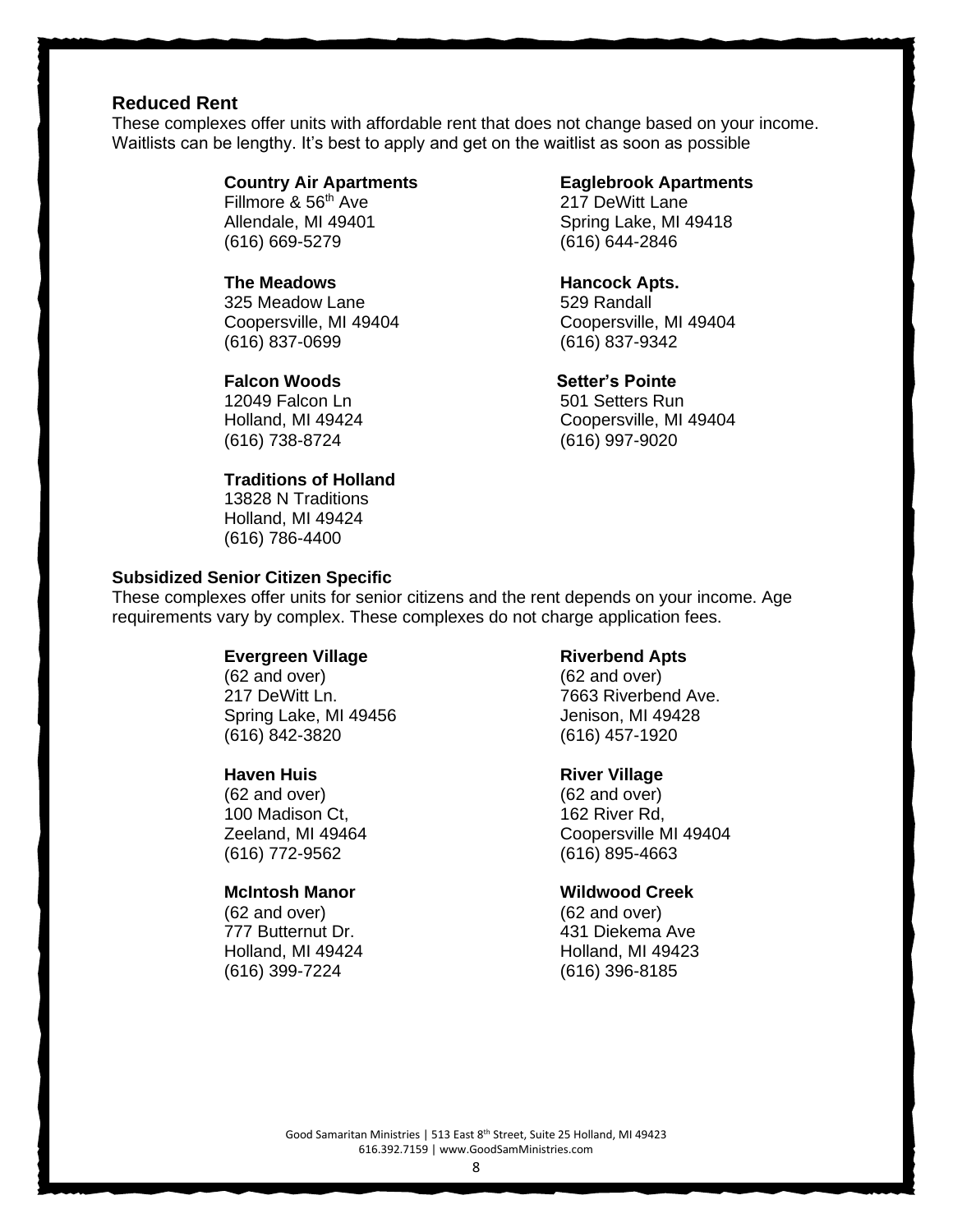## Reduced Rent

These complexes offer units with affordable rent that does not change based on your income. Waitlists can be lengthy. It's best to apply and get on the waitlist as soon as possible

**Country Air Apartments**
Fillmore & 56th Ave
Allendale, MI 49401
(616) 669-5279

**Eaglebrook Apartments**
217 DeWitt Lane
Spring Lake, MI 49418
(616) 644-2846

**The Meadows**
325 Meadow Lane
Coopersville, MI 49404
(616) 837-0699

**Hancock Apts.**
529 Randall
Coopersville, MI 49404
(616) 837-9342

**Falcon Woods**
12049 Falcon Ln
Holland, MI 49424
(616) 738-8724

**Setter's Pointe**
501 Setters Run
Coopersville, MI 49404
(616) 997-9020

**Traditions of Holland**
13828 N Traditions
Holland, MI 49424
(616) 786-4400

### Subsidized Senior Citizen Specific

These complexes offer units for senior citizens and the rent depends on your income. Age requirements vary by complex. These complexes do not charge application fees.

**Evergreen Village**
(62 and over)
217 DeWitt Ln.
Spring Lake, MI 49456
(616) 842-3820

**Riverbend Apts**
(62 and over)
7663 Riverbend Ave.
Jenison, MI 49428
(616) 457-1920

**Haven Huis**
(62 and over)
100 Madison Ct,
Zeeland, MI 49464
(616) 772-9562

**River Village**
(62 and over)
162 River Rd,
Coopersville MI 49404
(616) 895-4663

**McIntosh Manor**
(62 and over)
777 Butternut Dr.
Holland, MI 49424
(616) 399-7224

**Wildwood Creek**
(62 and over)
431 Diekema Ave
Holland, MI 49423
(616) 396-8185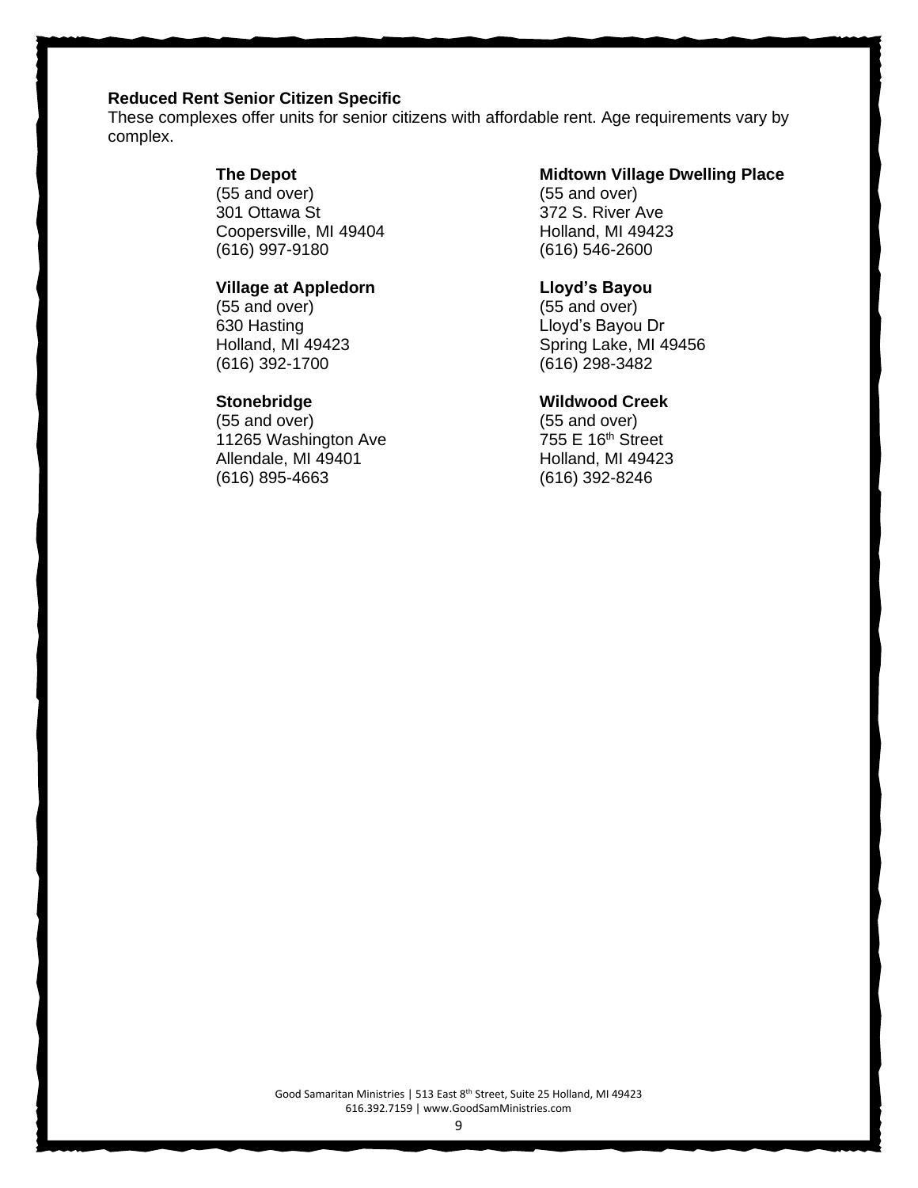**Reduced Rent Senior Citizen Specific**

These complexes offer units for senior citizens with affordable rent. Age requirements vary by complex.

**The Depot**
(55 and over)
301 Ottawa St
Coopersville, MI 49404
(616) 997-9180

**Midtown Village Dwelling Place**
(55 and over)
372 S. River Ave
Holland, MI 49423
(616) 546-2600

**Village at Appledorn**
(55 and over)
630 Hasting
Holland, MI 49423
(616) 392-1700

**Lloyd's Bayou**
(55 and over)
Lloyd's Bayou Dr
Spring Lake, MI 49456
(616) 298-3482

**Stonebridge**
(55 and over)
11265 Washington Ave
Allendale, MI 49401
(616) 895-4663

**Wildwood Creek**
(55 and over)
755 E 16th Street
Holland, MI 49423
(616) 392-8246

Good Samaritan Ministries | 513 East 8th Street, Suite 25 Holland, MI 49423
616.392.7159 | www.GoodSamMinistries.com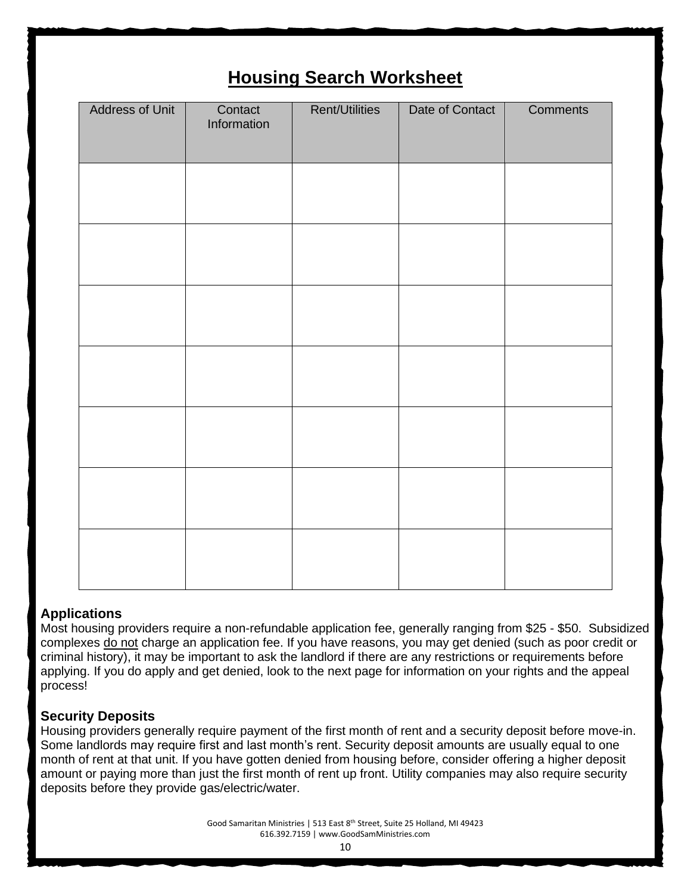# Housing Search Worksheet

| Address of Unit | Contact Information | Rent/Utilities | Date of Contact | Comments |
|---|---|---|---|---|
| | | | | |
| | | | | |
| | | | | |
| | | | | |
| | | | | |
| | | | | |
| | | | | |

### Applications

Most housing providers require a non-refundable application fee, generally ranging from $25 - $50. Subsidized complexes do not charge an application fee. If you have reasons, you may get denied (such as poor credit or criminal history), it may be important to ask the landlord if there are any restrictions or requirements before applying. If you do apply and get denied, look to the next page for information on your rights and the appeal process!

### Security Deposits

Housing providers generally require payment of the first month of rent and a security deposit before move-in. Some landlords may require first and last month's rent. Security deposit amounts are usually equal to one month of rent at that unit. If you have gotten denied from housing before, consider offering a higher deposit amount or paying more than just the first month of rent up front. Utility companies may also require security deposits before they provide gas/electric/water.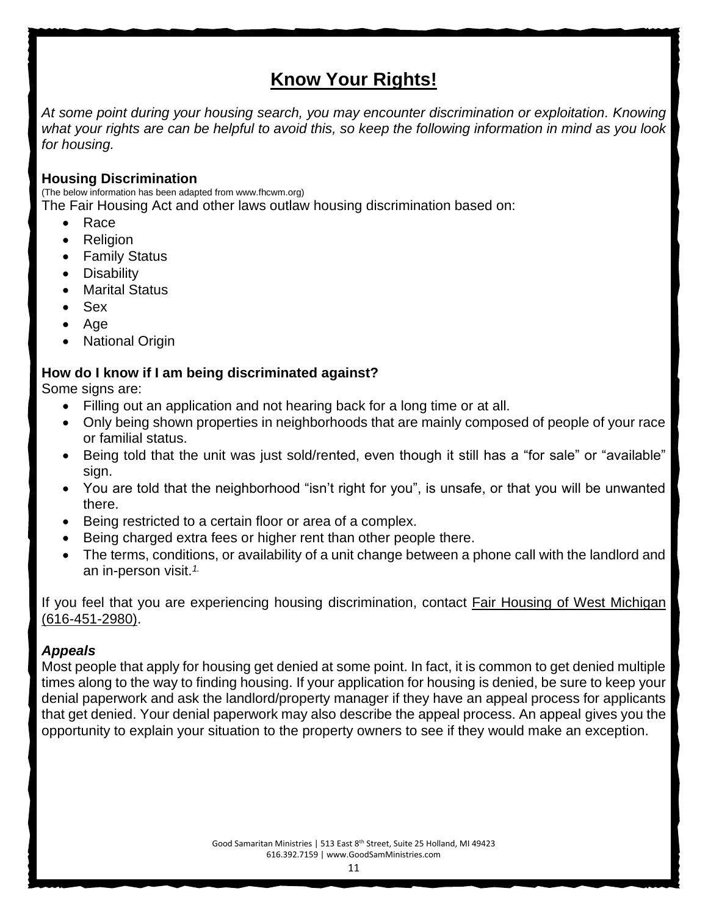# **Know Your Rights!**

*At some point during your housing search, you may encounter discrimination or exploitation. Knowing what your rights are can be helpful to avoid this, so keep the following information in mind as you look for housing.*

### **Housing Discrimination**

(The below information has been adapted from www.fhcwm.org)

The Fair Housing Act and other laws outlaw housing discrimination based on:

- Race
- Religion
- Family Status
- Disability
- Marital Status
- Sex
- Age
- National Origin

### **How do I know if I am being discriminated against?**

Some signs are:

- Filling out an application and not hearing back for a long time or at all.
- Only being shown properties in neighborhoods that are mainly composed of people of your race or familial status.
- Being told that the unit was just sold/rented, even though it still has a "for sale" or "available" sign.
- You are told that the neighborhood "isn't right for you", is unsafe, or that you will be unwanted there.
- Being restricted to a certain floor or area of a complex.
- Being charged extra fees or higher rent than other people there.
- The terms, conditions, or availability of a unit change between a phone call with the landlord and an in-person visit.[1.]

If you feel that you are experiencing housing discrimination, contact Fair Housing of West Michigan (616-451-2980).

### ***Appeals***

Most people that apply for housing get denied at some point. In fact, it is common to get denied multiple times along to the way to finding housing. If your application for housing is denied, be sure to keep your denial paperwork and ask the landlord/property manager if they have an appeal process for applicants that get denied. Your denial paperwork may also describe the appeal process. An appeal gives you the opportunity to explain your situation to the property owners to see if they would make an exception.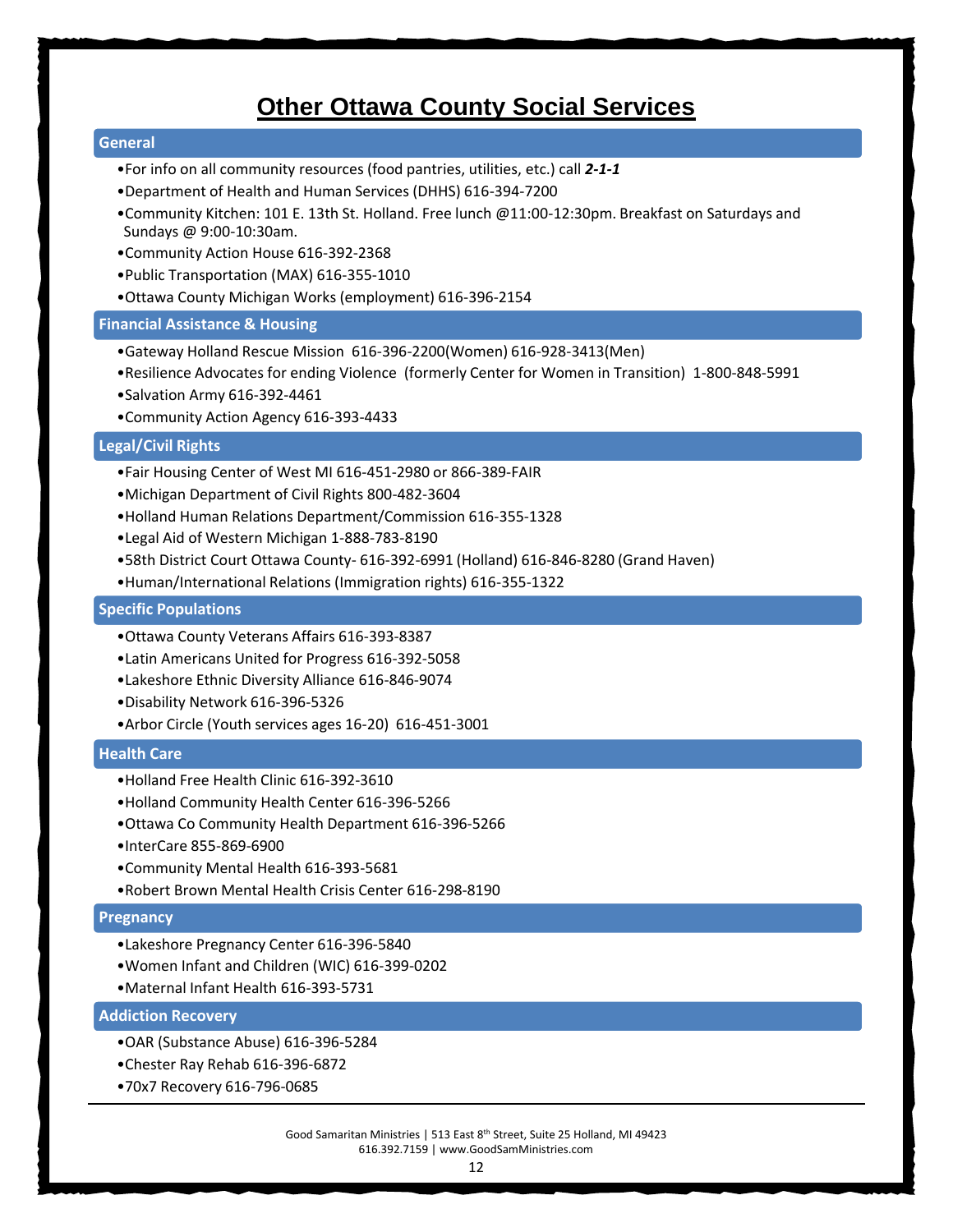# Other Ottawa County Social Services

## General

- For info on all community resources (food pantries, utilities, etc.) call ***2-1-1***
- Department of Health and Human Services (DHHS) 616-394-7200
- Community Kitchen: 101 E. 13th St. Holland. Free lunch @11:00-12:30pm. Breakfast on Saturdays and Sundays @ 9:00-10:30am.
- Community Action House 616-392-2368
- Public Transportation (MAX) 616-355-1010
- Ottawa County Michigan Works (employment) 616-396-2154

## Financial Assistance & Housing

- Gateway Holland Rescue Mission 616-396-2200(Women) 616-928-3413(Men)
- Resilience Advocates for ending Violence (formerly Center for Women in Transition) 1-800-848-5991
- Salvation Army 616-392-4461
- Community Action Agency 616-393-4433

## Legal/Civil Rights

- Fair Housing Center of West MI 616-451-2980 or 866-389-FAIR
- Michigan Department of Civil Rights 800-482-3604
- Holland Human Relations Department/Commission 616-355-1328
- Legal Aid of Western Michigan 1-888-783-8190
- 58th District Court Ottawa County- 616-392-6991 (Holland) 616-846-8280 (Grand Haven)
- Human/International Relations (Immigration rights) 616-355-1322

## Specific Populations

- Ottawa County Veterans Affairs 616-393-8387
- Latin Americans United for Progress 616-392-5058
- Lakeshore Ethnic Diversity Alliance 616-846-9074
- Disability Network 616-396-5326
- Arbor Circle (Youth services ages 16-20) 616-451-3001

## Health Care

- Holland Free Health Clinic 616-392-3610
- Holland Community Health Center 616-396-5266
- Ottawa Co Community Health Department 616-396-5266
- InterCare 855-869-6900
- Community Mental Health 616-393-5681
- Robert Brown Mental Health Crisis Center 616-298-8190

## Pregnancy

- Lakeshore Pregnancy Center 616-396-5840
- Women Infant and Children (WIC) 616-399-0202
- Maternal Infant Health 616-393-5731

## Addiction Recovery

- OAR (Substance Abuse) 616-396-5284
- Chester Ray Rehab 616-396-6872
- 70x7 Recovery 616-796-0685

---

Good Samaritan Ministries | 513 East 8th Street, Suite 25 Holland, MI 49423
616.392.7159 | www.GoodSamMinistries.com